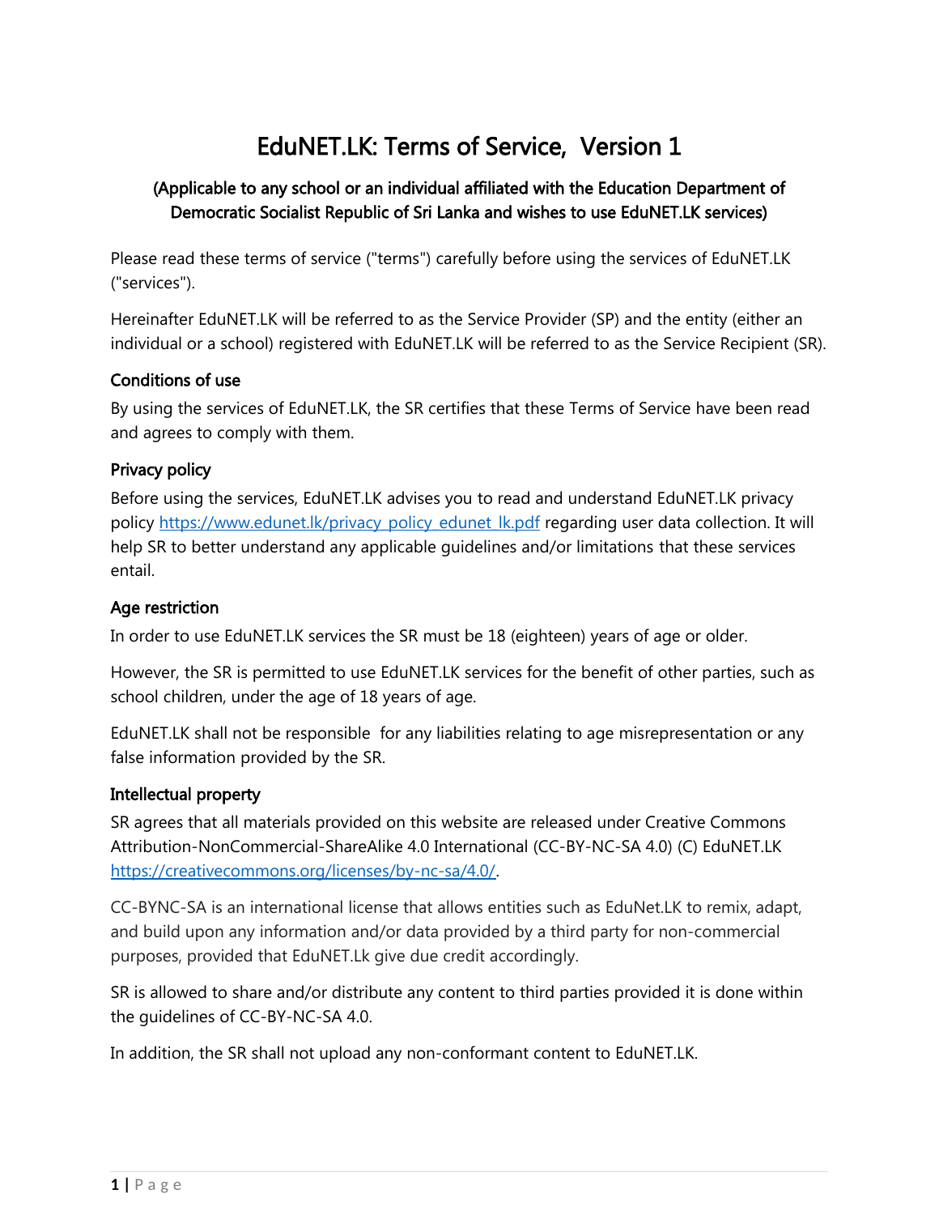# EduNET.LK: Terms of Service, Version 1

## (Applicable to any school or an individual affiliated with the Education Department of Democratic Socialist Republic of Sri Lanka and wishes to use EduNET.LK services)

Please read these terms of service ("terms") carefully before using the services of EduNET.LK ("services").

Hereinafter EduNET.LK will be referred to as the Service Provider (SP) and the entity (either an individual or a school) registered with EduNET.LK will be referred to as the Service Recipient (SR).

### Conditions of use

By using the services of EduNET.LK, the SR certifies that these Terms of Service have been read and agrees to comply with them.

### Privacy policy

Before using the services, EduNET.LK advises you to read and understand EduNET.LK privacy policy https://www.edunet.lk/privacy_policy_edunet_lk.pdf regarding user data collection. It will help SR to better understand any applicable guidelines and/or limitations that these services entail.

### Age restriction

In order to use EduNET.LK services the SR must be 18 (eighteen) years of age or older.

However, the SR is permitted to use EduNET.LK services for the benefit of other parties, such as school children, under the age of 18 years of age.

EduNET.LK shall not be responsible for any liabilities relating to age misrepresentation or any false information provided by the SR.

### Intellectual property

SR agrees that all materials provided on this website are released under Creative Commons Attribution-NonCommercial-ShareAlike 4.0 International (CC-BY-NC-SA 4.0) (C) EduNET.LK https://creativecommons.org/licenses/by-nc-sa/4.0/.

CC-BYNC-SA is an international license that allows entities such as EduNet.LK to remix, adapt, and build upon any information and/or data provided by a third party for non-commercial purposes, provided that EduNET.Lk give due credit accordingly.

SR is allowed to share and/or distribute any content to third parties provided it is done within the guidelines of CC-BY-NC-SA 4.0.

In addition, the SR shall not upload any non-conformant content to EduNET.LK.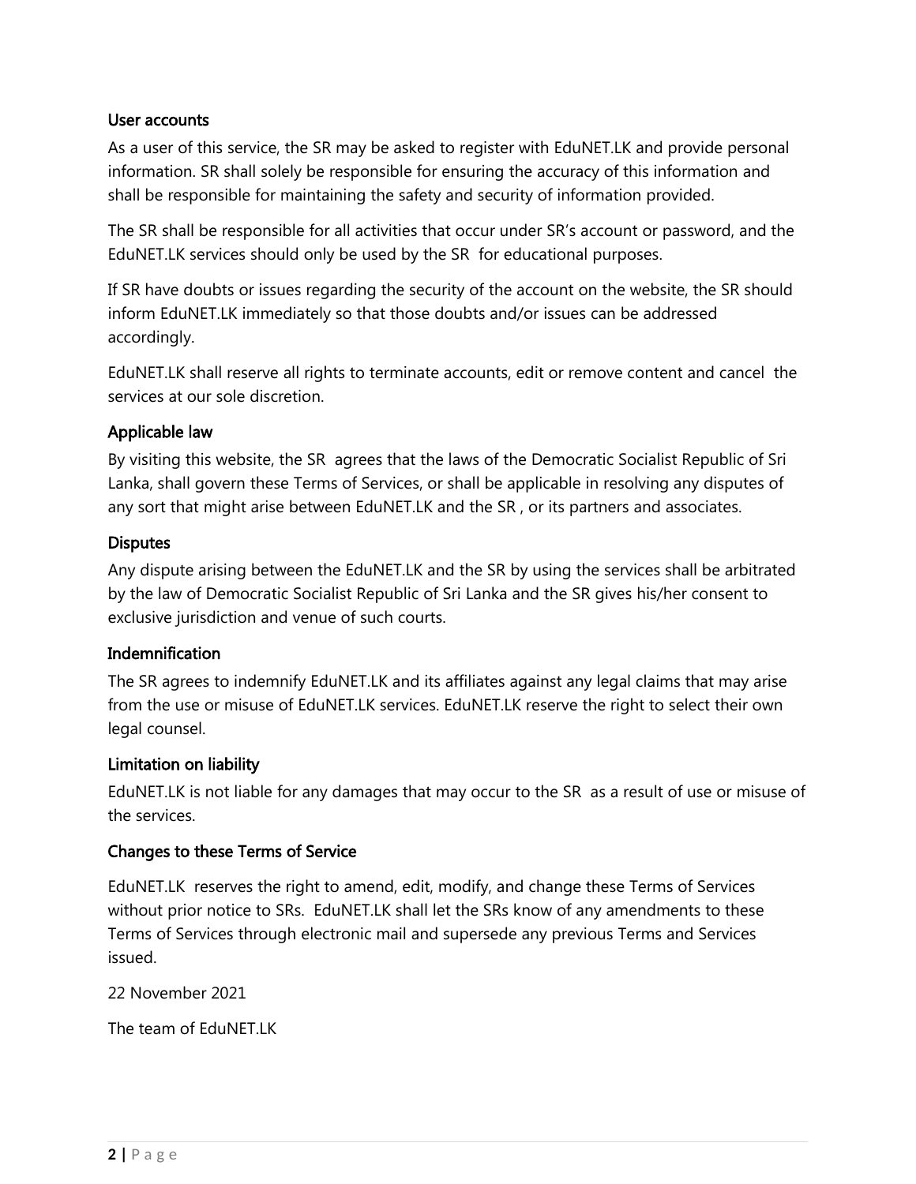## User accounts

As a user of this service, the SR may be asked to register with EduNET.LK and provide personal information. SR shall solely be responsible for ensuring the accuracy of this information and shall be responsible for maintaining the safety and security of information provided.

The SR shall be responsible for all activities that occur under SR's account or password, and the EduNET.LK services should only be used by the SR for educational purposes.

If SR have doubts or issues regarding the security of the account on the website, the SR should inform EduNET.LK immediately so that those doubts and/or issues can be addressed accordingly.

EduNET.LK shall reserve all rights to terminate accounts, edit or remove content and cancel the services at our sole discretion.

## Applicable law

By visiting this website, the SR agrees that the laws of the Democratic Socialist Republic of Sri Lanka, shall govern these Terms of Services, or shall be applicable in resolving any disputes of any sort that might arise between EduNET.LK and the SR , or its partners and associates.

## Disputes

Any dispute arising between the EduNET.LK and the SR by using the services shall be arbitrated by the law of Democratic Socialist Republic of Sri Lanka and the SR gives his/her consent to exclusive jurisdiction and venue of such courts.

## Indemnification

The SR agrees to indemnify EduNET.LK and its affiliates against any legal claims that may arise from the use or misuse of EduNET.LK services. EduNET.LK reserve the right to select their own legal counsel.

## Limitation on liability

EduNET.LK is not liable for any damages that may occur to the SR as a result of use or misuse of the services.

## Changes to these Terms of Service

EduNET.LK reserves the right to amend, edit, modify, and change these Terms of Services without prior notice to SRs. EduNET.LK shall let the SRs know of any amendments to these Terms of Services through electronic mail and supersede any previous Terms and Services issued.

22 November 2021

The team of EduNET.LK